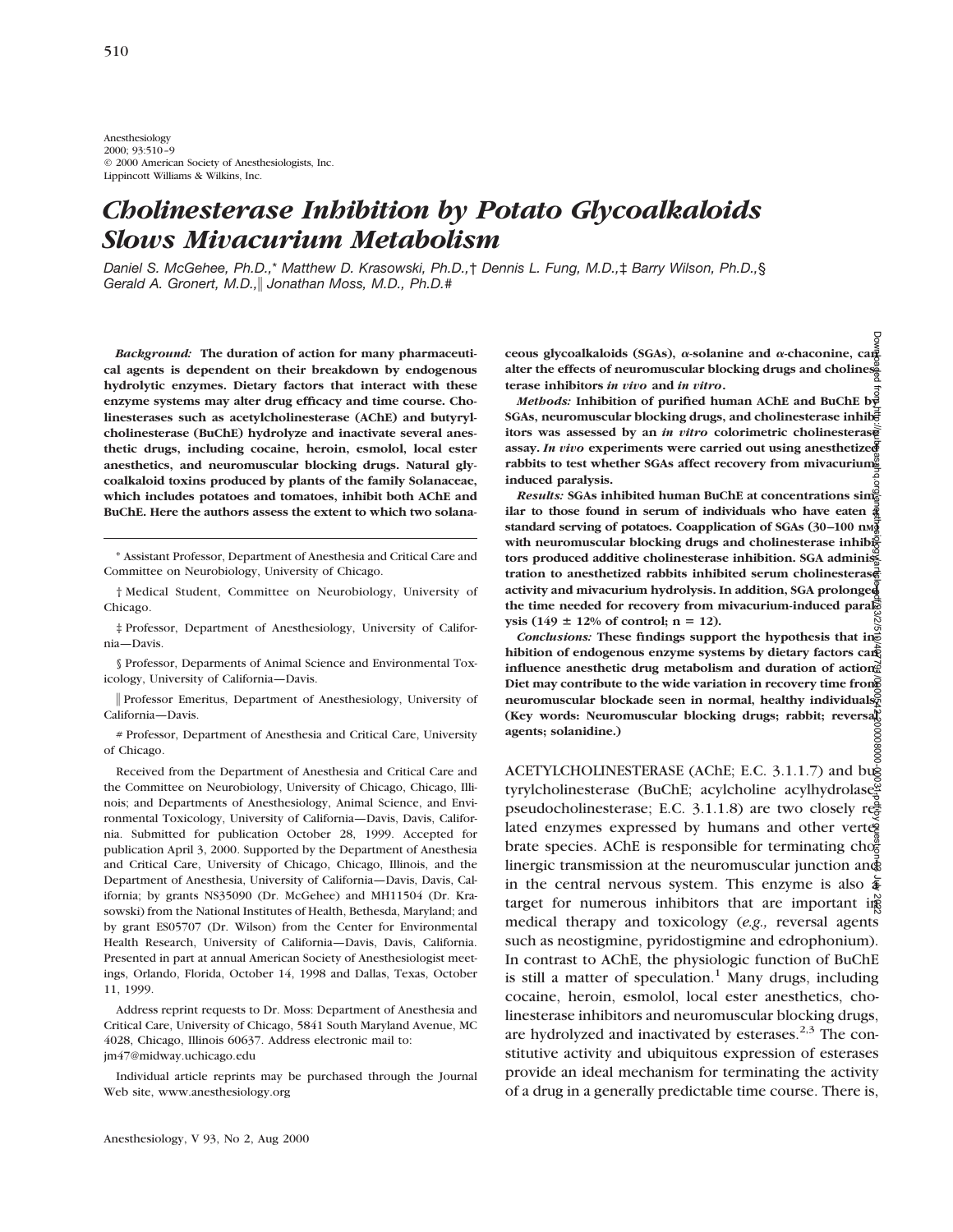Anesthesiology
2000; 93:510–9
© 2000 American Society of Anesthesiologists, Inc.
Lippincott Williams & Wilkins, Inc.

# Cholinesterase Inhibition by Potato Glycoalkaloids Slows Mivacurium Metabolism

*Daniel S. McGehee, Ph.D.,\* Matthew D. Krasowski, Ph.D.,† Dennis L. Fung, M.D.,‡ Barry Wilson, Ph.D.,§ Gerald A. Gronert, M.D.,‖ Jonathan Moss, M.D., Ph.D.#*

*Background:* **The duration of action for many pharmaceutical agents is dependent on their breakdown by endogenous hydrolytic enzymes. Dietary factors that interact with these enzyme systems may alter drug efficacy and time course. Cholinesterases such as acetylcholinesterase (AChE) and butyrylcholinesterase (BuChE) hydrolyze and inactivate several anesthetic drugs, including cocaine, heroin, esmolol, local ester anesthetics, and neuromuscular blocking drugs. Natural glycoalkaloid toxins produced by plants of the family Solanaceae, which includes potatoes and tomatoes, inhibit both AChE and BuChE. Here the authors assess the extent to which two solanaceous glycoalkaloids (SGAs), α-solanine and α-chaconine, can alter the effects of neuromuscular blocking drugs and cholinesterase inhibitors *in vivo* and *in vitro*.**

*Methods:* **Inhibition of purified human AChE and BuChE by SGAs, neuromuscular blocking drugs, and cholinesterase inhibitors was assessed by an *in vitro* colorimetric cholinesterase assay. *In vivo* experiments were carried out using anesthetized rabbits to test whether SGAs affect recovery from mivacurium-induced paralysis.**

*Results:* **SGAs inhibited human BuChE at concentrations similar to those found in serum of individuals who have eaten a standard serving of potatoes. Coapplication of SGAs (30–100 nM) with neuromuscular blocking drugs and cholinesterase inhibitors produced additive cholinesterase inhibition. SGA administration to anesthetized rabbits inhibited serum cholinesterase activity and mivacurium hydrolysis. In addition, SGA prolonged the time needed for recovery from mivacurium-induced paralysis (149 ± 12% of control; n = 12).**

*Conclusions:* **These findings support the hypothesis that inhibition of endogenous enzyme systems by dietary factors can influence anesthetic drug metabolism and duration of action. Diet may contribute to the wide variation in recovery time from neuromuscular blockade seen in normal, healthy individuals. (Key words: Neuromuscular blocking drugs; rabbit; reversal agents; solanidine.)**

\* Assistant Professor, Department of Anesthesia and Critical Care and Committee on Neurobiology, University of Chicago.

† Medical Student, Committee on Neurobiology, University of Chicago.

‡ Professor, Department of Anesthesiology, University of California—Davis.

§ Professor, Deparments of Animal Science and Environmental Toxicology, University of California—Davis.

‖ Professor Emeritus, Department of Anesthesiology, University of California—Davis.

\# Professor, Department of Anesthesia and Critical Care, University of Chicago.

Received from the Department of Anesthesia and Critical Care and the Committee on Neurobiology, University of Chicago, Chicago, Illinois; and Departments of Anesthesiology, Animal Science, and Environmental Toxicology, University of California—Davis, Davis, California. Submitted for publication October 28, 1999. Accepted for publication April 3, 2000. Supported by the Department of Anesthesia and Critical Care, University of Chicago, Chicago, Illinois, and the Department of Anesthesia, University of California—Davis, Davis, California; by grants NS35090 (Dr. McGehee) and MH11504 (Dr. Krasowski) from the National Institutes of Health, Bethesda, Maryland; and by grant ES05707 (Dr. Wilson) from the Center for Environmental Health Research, University of California—Davis, Davis, California. Presented in part at annual American Society of Anesthesiologist meetings, Orlando, Florida, October 14, 1998 and Dallas, Texas, October 11, 1999.

Address reprint requests to Dr. Moss: Department of Anesthesia and Critical Care, University of Chicago, 5841 South Maryland Avenue, MC 4028, Chicago, Illinois 60637. Address electronic mail to: jm47@midway.uchicago.edu

Individual article reprints may be purchased through the Journal Web site, www.anesthesiology.org

ACETYLCHOLINESTERASE (AChE; E.C. 3.1.1.7) and butyrylcholinesterase (BuChE; acylcholine acylhydrolase; pseudocholinesterase; E.C. 3.1.1.8) are two closely related enzymes expressed by humans and other vertebrate species. AChE is responsible for terminating cholinergic transmission at the neuromuscular junction and in the central nervous system. This enzyme is also a target for numerous inhibitors that are important in medical therapy and toxicology (*e.g.,* reversal agents such as neostigmine, pyridostigmine and edrophonium). In contrast to AChE, the physiologic function of BuChE is still a matter of speculation.[1] Many drugs, including cocaine, heroin, esmolol, local ester anesthetics, cholinesterase inhibitors and neuromuscular blocking drugs, are hydrolyzed and inactivated by esterases.[2,3] The constitutive activity and ubiquitous expression of esterases provide an ideal mechanism for terminating the activity of a drug in a generally predictable time course. There is,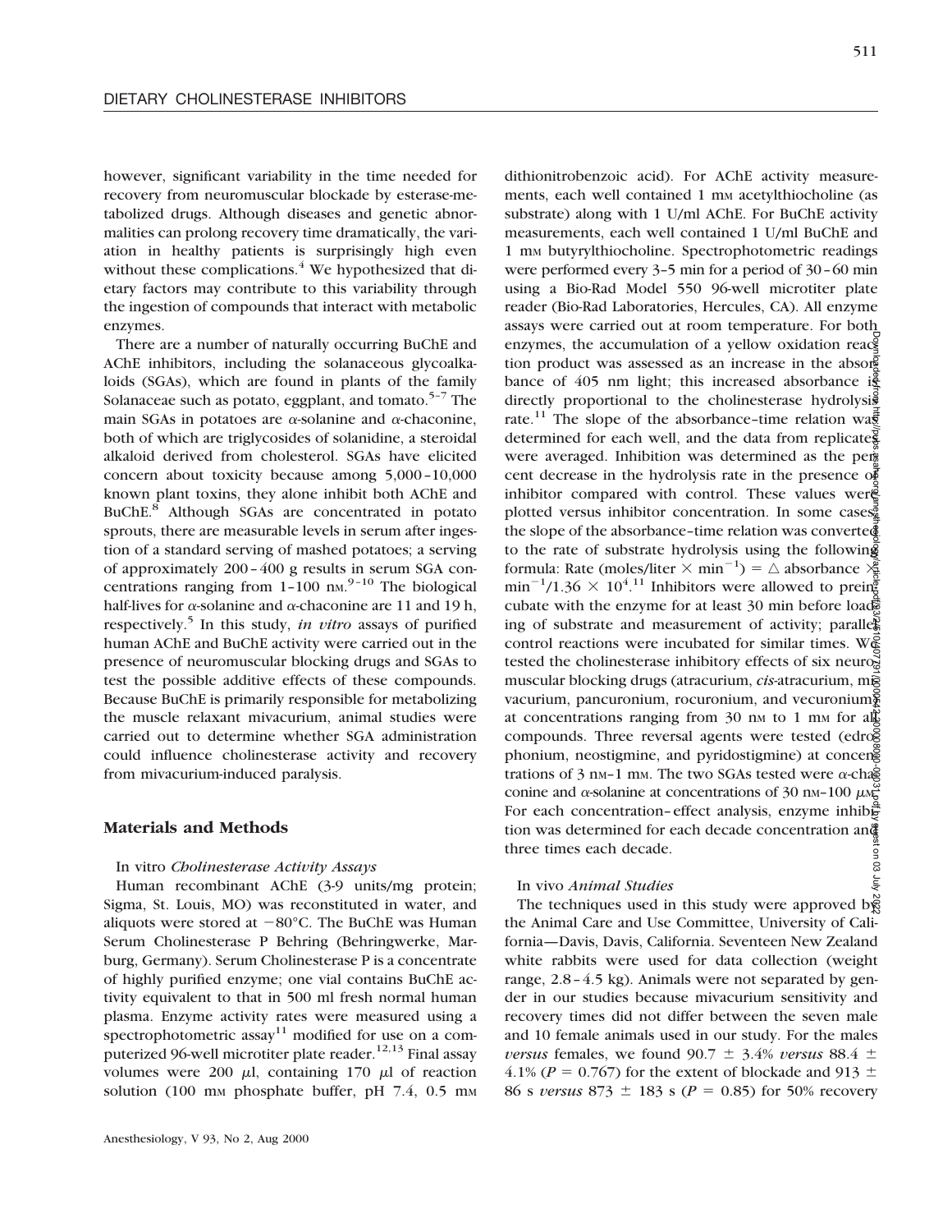however, significant variability in the time needed for recovery from neuromuscular blockade by esterase-metabolized drugs. Although diseases and genetic abnormalities can prolong recovery time dramatically, the variation in healthy patients is surprisingly high even without these complications.[4] We hypothesized that dietary factors may contribute to this variability through the ingestion of compounds that interact with metabolic enzymes.

There are a number of naturally occurring BuChE and AChE inhibitors, including the solanaceous glycoalkaloids (SGAs), which are found in plants of the family Solanaceae such as potato, eggplant, and tomato.[5–7] The main SGAs in potatoes are α-solanine and α-chaconine, both of which are triglycosides of solanidine, a steroidal alkaloid derived from cholesterol. SGAs have elicited concern about toxicity because among 5,000–10,000 known plant toxins, they alone inhibit both AChE and BuChE.[8] Although SGAs are concentrated in potato sprouts, there are measurable levels in serum after ingestion of a standard serving of mashed potatoes; a serving of approximately 200–400 g results in serum SGA concentrations ranging from 1–100 nM.[9–10] The biological half-lives for α-solanine and α-chaconine are 11 and 19 h, respectively.[5] In this study, *in vitro* assays of purified human AChE and BuChE activity were carried out in the presence of neuromuscular blocking drugs and SGAs to test the possible additive effects of these compounds. Because BuChE is primarily responsible for metabolizing the muscle relaxant mivacurium, animal studies were carried out to determine whether SGA administration could influence cholinesterase activity and recovery from mivacurium-induced paralysis.

## Materials and Methods

### In vitro *Cholinesterase Activity Assays*

Human recombinant AChE (3-9 units/mg protein; Sigma, St. Louis, MO) was reconstituted in water, and aliquots were stored at −80°C. The BuChE was Human Serum Cholinesterase P Behring (Behringwerke, Marburg, Germany). Serum Cholinesterase P is a concentrate of highly purified enzyme; one vial contains BuChE activity equivalent to that in 500 ml fresh normal human plasma. Enzyme activity rates were measured using a spectrophotometric assay[11] modified for use on a computerized 96-well microtiter plate reader.[12,13] Final assay volumes were 200 μl, containing 170 μl of reaction solution (100 mM phosphate buffer, pH 7.4, 0.5 mM dithionitrobenzoic acid). For AChE activity measurements, each well contained 1 mM acetylthiocholine (as substrate) along with 1 U/ml AChE. For BuChE activity measurements, each well contained 1 U/ml BuChE and 1 mM butyrylthiocholine. Spectrophotometric readings were performed every 3–5 min for a period of 30–60 min using a Bio-Rad Model 550 96-well microtiter plate reader (Bio-Rad Laboratories, Hercules, CA). All enzyme assays were carried out at room temperature. For both enzymes, the accumulation of a yellow oxidation reaction product was assessed as an increase in the absorbance of 405 nm light; this increased absorbance is directly proportional to the cholinesterase hydrolysis rate.[11] The slope of the absorbance–time relation was determined for each well, and the data from replicates were averaged. Inhibition was determined as the percent decrease in the hydrolysis rate in the presence of inhibitor compared with control. These values were plotted versus inhibitor concentration. In some cases, the slope of the absorbance–time relation was converted to the rate of substrate hydrolysis using the following formula: Rate (moles/liter $\times$ min$^{-1}$) = $\triangle$ absorbance $\times$ min$^{-1}$/1.36 $\times$ 10$^{4}$.[11] Inhibitors were allowed to preincubate with the enzyme for at least 30 min before loading of substrate and measurement of activity; parallel control reactions were incubated for similar times. We tested the cholinesterase inhibitory effects of six neuromuscular blocking drugs (atracurium, *cis*-atracurium, mivacurium, pancuronium, rocuronium, and vecuronium) at concentrations ranging from 30 nM to 1 mM for all compounds. Three reversal agents were tested (edrophonium, neostigmine, and pyridostigmine) at concentrations of 3 nM–1 mM. The two SGAs tested were α-chaconine and α-solanine at concentrations of 30 nM–100 μM. For each concentration–effect analysis, enzyme inhibition was determined for each decade concentration and three times each decade.

### In vivo *Animal Studies*

The techniques used in this study were approved by the Animal Care and Use Committee, University of California—Davis, Davis, California. Seventeen New Zealand white rabbits were used for data collection (weight range, 2.8–4.5 kg). Animals were not separated by gender in our studies because mivacurium sensitivity and recovery times did not differ between the seven male and 10 female animals used in our study. For the males *versus* females, we found 90.7 ± 3.4% *versus* 88.4 ± 4.1% ($P$ = 0.767) for the extent of blockade and 913 ± 86 s *versus* 873 ± 183 s ($P$ = 0.85) for 50% recovery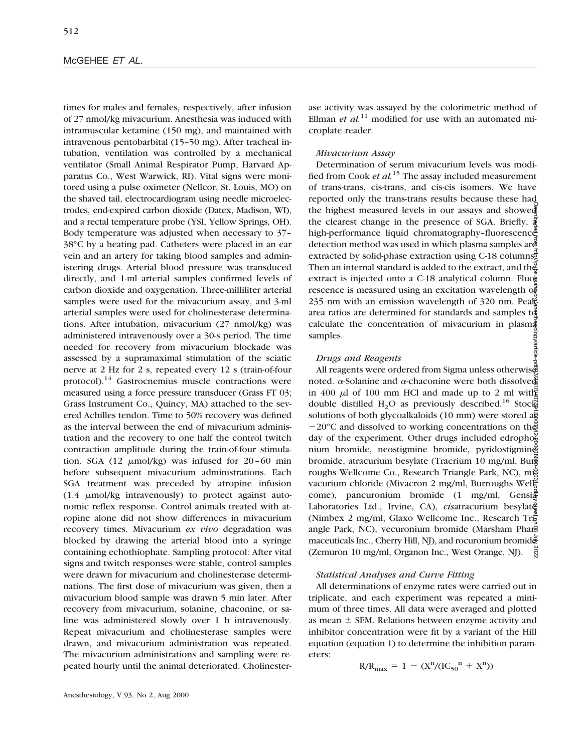times for males and females, respectively, after infusion of 27 nmol/kg mivacurium. Anesthesia was induced with intramuscular ketamine (150 mg), and maintained with intravenous pentobarbital (15–50 mg). After tracheal intubation, ventilation was controlled by a mechanical ventilator (Small Animal Respirator Pump, Harvard Apparatus Co., West Warwick, RI). Vital signs were monitored using a pulse oximeter (Nellcor, St. Louis, MO) on the shaved tail, electrocardiogram using needle microelectrodes, end-expired carbon dioxide (Datex, Madison, WI), and a rectal temperature probe (YSI, Yellow Springs, OH). Body temperature was adjusted when necessary to 37–38°C by a heating pad. Catheters were placed in an ear vein and an artery for taking blood samples and administering drugs. Arterial blood pressure was transduced directly, and 1-ml arterial samples confirmed levels of carbon dioxide and oxygenation. Three-milliliter arterial samples were used for the mivacurium assay, and 3-ml arterial samples were used for cholinesterase determinations. After intubation, mivacurium (27 nmol/kg) was administered intravenously over a 30-s period. The time needed for recovery from mivacurium blockade was assessed by a supramaximal stimulation of the sciatic nerve at 2 Hz for 2 s, repeated every 12 s (train-of-four protocol).[14] Gastrocnemius muscle contractions were measured using a force pressure transducer (Grass FT 03; Grass Instrument Co., Quincy, MA) attached to the severed Achilles tendon. Time to 50% recovery was defined as the interval between the end of mivacurium administration and the recovery to one half the control twitch contraction amplitude during the train-of-four stimulation. SGA (12 μmol/kg) was infused for 20–60 min before subsequent mivacurium administrations. Each SGA treatment was preceded by atropine infusion (1.4 μmol/kg intravenously) to protect against autonomic reflex response. Control animals treated with atropine alone did not show differences in mivacurium recovery times. Mivacurium *ex vivo* degradation was blocked by drawing the arterial blood into a syringe containing echothiophate. Sampling protocol: After vital signs and twitch responses were stable, control samples were drawn for mivacurium and cholinesterase determinations. The first dose of mivacurium was given, then a mivacurium blood sample was drawn 5 min later. After recovery from mivacurium, solanine, chaconine, or saline was administered slowly over 1 h intravenously. Repeat mivacurium and cholinesterase samples were drawn, and mivacurium administration was repeated. The mivacurium administrations and sampling were repeated hourly until the animal deteriorated. Cholinesterase activity was assayed by the colorimetric method of Ellman *et al.*[11] modified for use with an automated microplate reader.

### *Mivacurium Assay*

Determination of serum mivacurium levels was modified from Cook *et al.*[15] The assay included measurement of trans-trans, cis-trans, and cis-cis isomers. We have reported only the trans-trans results because these had the highest measured levels in our assays and showed the clearest change in the presence of SGA. Briefly, a high-performance liquid chromatography–fluorescence detection method was used in which plasma samples are extracted by solid-phase extraction using C-18 columns. Then an internal standard is added to the extract, and the extract is injected onto a C-18 analytical column. Fluorescence is measured using an excitation wavelength of 235 nm with an emission wavelength of 320 nm. Peak area ratios are determined for standards and samples to calculate the concentration of mivacurium in plasma samples.

### *Drugs and Reagents*

All reagents were ordered from Sigma unless otherwise noted. α-Solanine and α-chaconine were both dissolved in 400 μl of 100 mm HCl and made up to 2 ml with double distilled $H_2O$ as previously described.[16] Stock solutions of both glycoalkaloids (10 mm) were stored at −20°C and dissolved to working concentrations on the day of the experiment. Other drugs included edrophonium bromide, neostigmine bromide, pyridostigmine bromide, atracurium besylate (Tracrium 10 mg/ml, Burroughs Wellcome Co., Research Triangle Park, NC), mivacurium chloride (Mivacron 2 mg/ml, Burroughs Wellcome), pancuronium bromide (1 mg/ml, Gensia Laboratories Ltd., Irvine, CA), *cis*atracurium besylate (Nimbex 2 mg/ml, Glaxo Wellcome Inc., Research Triangle Park, NC), vecuronium bromide (Marsham Pharmaceuticals Inc., Cherry Hill, NJ), and rocuronium bromide (Zemuron 10 mg/ml, Organon Inc., West Orange, NJ).

### *Statistical Analyses and Curve Fitting*

All determinations of enzyme rates were carried out in triplicate, and each experiment was repeated a minimum of three times. All data were averaged and plotted as mean ± SEM. Relations between enzyme activity and inhibitor concentration were fit by a variant of the Hill equation (equation 1) to determine the inhibition parameters:

$$R/R_{max} = 1 - (X^n/(IC_{50}{}^n + X^n))$$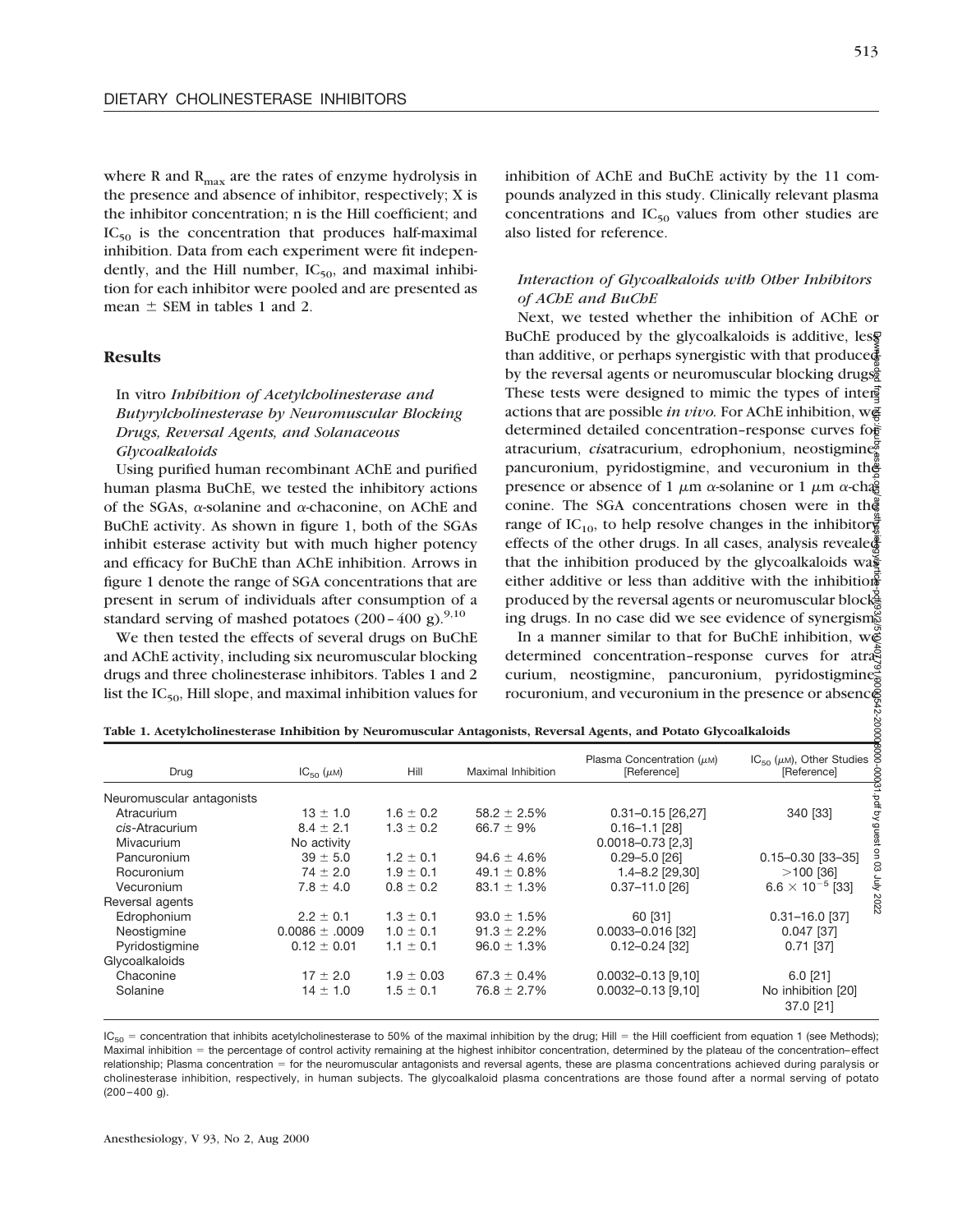where R and $R_{max}$ are the rates of enzyme hydrolysis in the presence and absence of inhibitor, respectively; X is the inhibitor concentration; n is the Hill coefficient; and $IC_{50}$ is the concentration that produces half-maximal inhibition. Data from each experiment were fit independently, and the Hill number, $IC_{50}$, and maximal inhibition for each inhibitor were pooled and are presented as mean ± SEM in tables 1 and 2.

## Results

### *In vitro Inhibition of Acetylcholinesterase and Butyrylcholinesterase by Neuromuscular Blocking Drugs, Reversal Agents, and Solanaceous Glycoalkaloids*

Using purified human recombinant AChE and purified human plasma BuChE, we tested the inhibitory actions of the SGAs, α-solanine and α-chaconine, on AChE and BuChE activity. As shown in figure 1, both of the SGAs inhibit esterase activity but with much higher potency and efficacy for BuChE than AChE inhibition. Arrows in figure 1 denote the range of SGA concentrations that are present in serum of individuals after consumption of a standard serving of mashed potatoes (200–400 g).[9,10]

We then tested the effects of several drugs on BuChE and AChE activity, including six neuromuscular blocking drugs and three cholinesterase inhibitors. Tables 1 and 2 list the $IC_{50}$, Hill slope, and maximal inhibition values for inhibition of AChE and BuChE activity by the 11 compounds analyzed in this study. Clinically relevant plasma concentrations and $IC_{50}$ values from other studies are also listed for reference.

### *Interaction of Glycoalkaloids with Other Inhibitors of AChE and BuChE*

Next, we tested whether the inhibition of AChE or BuChE produced by the glycoalkaloids is additive, less than additive, or perhaps synergistic with that produced by the reversal agents or neuromuscular blocking drugs. These tests were designed to mimic the types of interactions that are possible *in vivo.* For AChE inhibition, we determined detailed concentration–response curves for atracurium, *cis*atracurium, edrophonium, neostigmine, pancuronium, pyridostigmine, and vecuronium in the presence or absence of 1 μm α-solanine or 1 μm α-chaconine. The SGA concentrations chosen were in the range of $IC_{10}$, to help resolve changes in the inhibitory effects of the other drugs. In all cases, analysis revealed that the inhibition produced by the glycoalkaloids was either additive or less than additive with the inhibition produced by the reversal agents or neuromuscular blocking drugs. In no case did we see evidence of synergism.

In a manner similar to that for BuChE inhibition, we determined concentration–response curves for atracurium, neostigmine, pancuronium, pyridostigmine, rocuronium, and vecuronium in the presence or absence

**Table 1. Acetylcholinesterase Inhibition by Neuromuscular Antagonists, Reversal Agents, and Potato Glycoalkaloids**

| Drug | $IC_{50}$ (μM) | Hill | Maximal Inhibition | Plasma Concentration (μM) [Reference] | $IC_{50}$ (μM), Other Studies [Reference] |
|---|---|---|---|---|---|
| Neuromuscular antagonists | | | | | |
| Atracurium | 13 ± 1.0 | 1.6 ± 0.2 | 58.2 ± 2.5% | 0.31–0.15 [26,27] | 340 [33] |
| *cis*-Atracurium | 8.4 ± 2.1 | 1.3 ± 0.2 | 66.7 ± 9% | 0.16–1.1 [28] | |
| Mivacurium | No activity | | | 0.0018–0.73 [2,3] | |
| Pancuronium | 39 ± 5.0 | 1.2 ± 0.1 | 94.6 ± 4.6% | 0.29–5.0 [26] | 0.15–0.30 [33–35] |
| Rocuronium | 74 ± 2.0 | 1.9 ± 0.1 | 49.1 ± 0.8% | 1.4–8.2 [29,30] | >100 [36] |
| Vecuronium | 7.8 ± 4.0 | 0.8 ± 0.2 | 83.1 ± 1.3% | 0.37–11.0 [26] | $6.6 \times 10^{-5}$ [33] |
| Reversal agents | | | | | |
| Edrophonium | 2.2 ± 0.1 | 1.3 ± 0.1 | 93.0 ± 1.5% | 60 [31] | 0.31–16.0 [37] |
| Neostigmine | 0.0086 ± .0009 | 1.0 ± 0.1 | 91.3 ± 2.2% | 0.0033–0.016 [32] | 0.047 [37] |
| Pyridostigmine | 0.12 ± 0.01 | 1.1 ± 0.1 | 96.0 ± 1.3% | 0.12–0.24 [32] | 0.71 [37] |
| Glycoalkaloids | | | | | |
| Chaconine | 17 ± 2.0 | 1.9 ± 0.03 | 67.3 ± 0.4% | 0.0032–0.13 [9,10] | 6.0 [21] |
| Solanine | 14 ± 1.0 | 1.5 ± 0.1 | 76.8 ± 2.7% | 0.0032–0.13 [9,10] | No inhibition [20] 37.0 [21] |

$IC_{50}$ = concentration that inhibits acetylcholinesterase to 50% of the maximal inhibition by the drug; Hill = the Hill coefficient from equation 1 (see Methods); Maximal inhibition = the percentage of control activity remaining at the highest inhibitor concentration, determined by the plateau of the concentration–effect relationship; Plasma concentration = for the neuromuscular antagonists and reversal agents, these are plasma concentrations achieved during paralysis or cholinesterase inhibition, respectively, in human subjects. The glycoalkaloid plasma concentrations are those found after a normal serving of potato (200–400 g).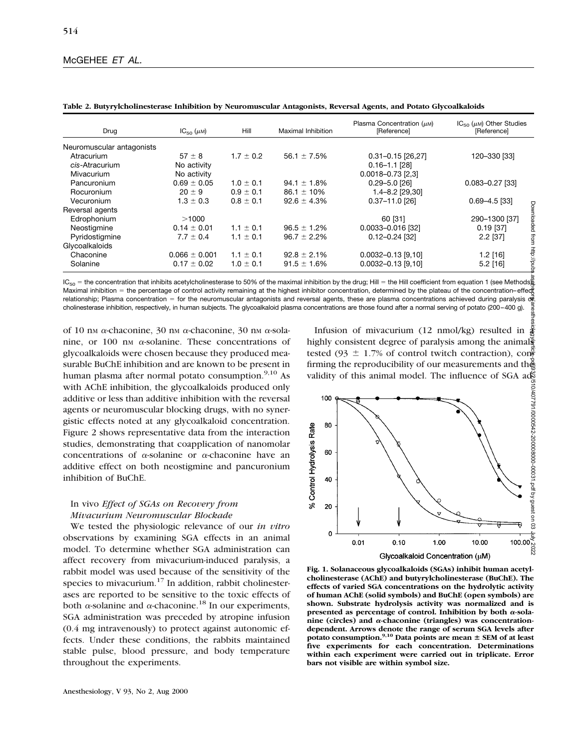**Table 2. Butyrylcholinesterase Inhibition by Neuromuscular Antagonists, Reversal Agents, and Potato Glycoalkaloids**

| Drug | $IC_{50}$ (μM) | Hill | Maximal Inhibition | Plasma Concentration (μM) [Reference] | $IC_{50}$ (μM) Other Studies [Reference] |
|---|---|---|---|---|---|
| Neuromuscular antagonists | | | | | |
| Atracurium | 57 ± 8 | 1.7 ± 0.2 | 56.1 ± 7.5% | 0.31–0.15 [26,27] | 120–330 [33] |
| *cis*-Atracurium | No activity | | | 0.16–1.1 [28] | |
| Mivacurium | No activity | | | 0.0018–0.73 [2,3] | |
| Pancuronium | 0.69 ± 0.05 | 1.0 ± 0.1 | 94.1 ± 1.8% | 0.29–5.0 [26] | 0.083–0.27 [33] |
| Rocuronium | 20 ± 9 | 0.9 ± 0.1 | 86.1 ± 10% | 1.4–8.2 [29,30] | |
| Vecuronium | 1.3 ± 0.3 | 0.8 ± 0.1 | 92.6 ± 4.3% | 0.37–11.0 [26] | 0.69–4.5 [33] |
| Reversal agents | | | | | |
| Edrophonium | >1000 | | | 60 [31] | 290–1300 [37] |
| Neostigmine | 0.14 ± 0.01 | 1.1 ± 0.1 | 96.5 ± 1.2% | 0.0033–0.016 [32] | 0.19 [37] |
| Pyridostigmine | 7.7 ± 0.4 | 1.1 ± 0.1 | 96.7 ± 2.2% | 0.12–0.24 [32] | 2.2 [37] |
| Glycoalkaloids | | | | | |
| Chaconine | 0.066 ± 0.001 | 1.1 ± 0.1 | 92.8 ± 2.1% | 0.0032–0.13 [9,10] | 1.2 [16] |
| Solanine | 0.17 ± 0.02 | 1.0 ± 0.1 | 91.5 ± 1.6% | 0.0032–0.13 [9,10] | 5.2 [16] |

$IC_{50}$ = the concentration that inhibits acetylcholinesterase to 50% of the maximal inhibition by the drug; Hill = the Hill coefficient from equation 1 (see Methods); Maximal inhibition = the percentage of control activity remaining at the highest inhibitor concentration, determined by the plateau of the concentration–effect relationship; Plasma concentration = for the neuromuscular antagonists and reversal agents, these are plasma concentrations achieved during paralysis or cholinesterase inhibition, respectively, in human subjects. The glycoalkaloid plasma concentrations are those found after a normal serving of potato (200–400 g).

of 10 nM α-chaconine, 30 nM α-chaconine, 30 nM α-solanine, or 100 nM α-solanine. These concentrations of glycoalkaloids were chosen because they produced measurable BuChE inhibition and are known to be present in human plasma after normal potato consumption.[9,10] As with AChE inhibition, the glycoalkaloids produced only additive or less than additive inhibition with the reversal agents or neuromuscular blocking drugs, with no synergistic effects noted at any glycoalkaloid concentration. Figure 2 shows representative data from the interaction studies, demonstrating that coapplication of nanomolar concentrations of α-solanine or α-chaconine have an additive effect on both neostigmine and pancuronium inhibition of BuChE.

### *In vivo* Effect of SGAs on Recovery from Mivacurium Neuromuscular Blockade

We tested the physiologic relevance of our *in vitro* observations by examining SGA effects in an animal model. To determine whether SGA administration can affect recovery from mivacurium-induced paralysis, a rabbit model was used because of the sensitivity of the species to mivacurium.[17] In addition, rabbit cholinesterases are reported to be sensitive to the toxic effects of both α-solanine and α-chaconine.[18] In our experiments, SGA administration was preceded by atropine infusion (0.4 mg intravenously) to protect against autonomic effects. Under these conditions, the rabbits maintained stable pulse, blood pressure, and body temperature throughout the experiments.

Infusion of mivacurium (12 nmol/kg) resulted in a highly consistent degree of paralysis among the animals tested (93 ± 1.7% of control twitch contraction), confirming the reproducibility of our measurements and the validity of this animal model. The influence of SGA ad-

**Fig. 1. Solanaceous glycoalkaloids (SGAs) inhibit human acetylcholinesterase (AChE) and butyrylcholinesterase (BuChE). The effects of varied SGA concentrations on the hydrolytic activity of human AChE (solid symbols) and BuChE (open symbols) are shown. Substrate hydrolysis activity was normalized and is presented as percentage of control. Inhibition by both α-solanine (circles) and α-chaconine (triangles) was concentration-dependent. Arrows denote the range of serum SGA levels after potato consumption.[9,10] Data points are mean ± SEM of at least five experiments for each concentration. Determinations within each experiment were carried out in triplicate. Error bars not visible are within symbol size.**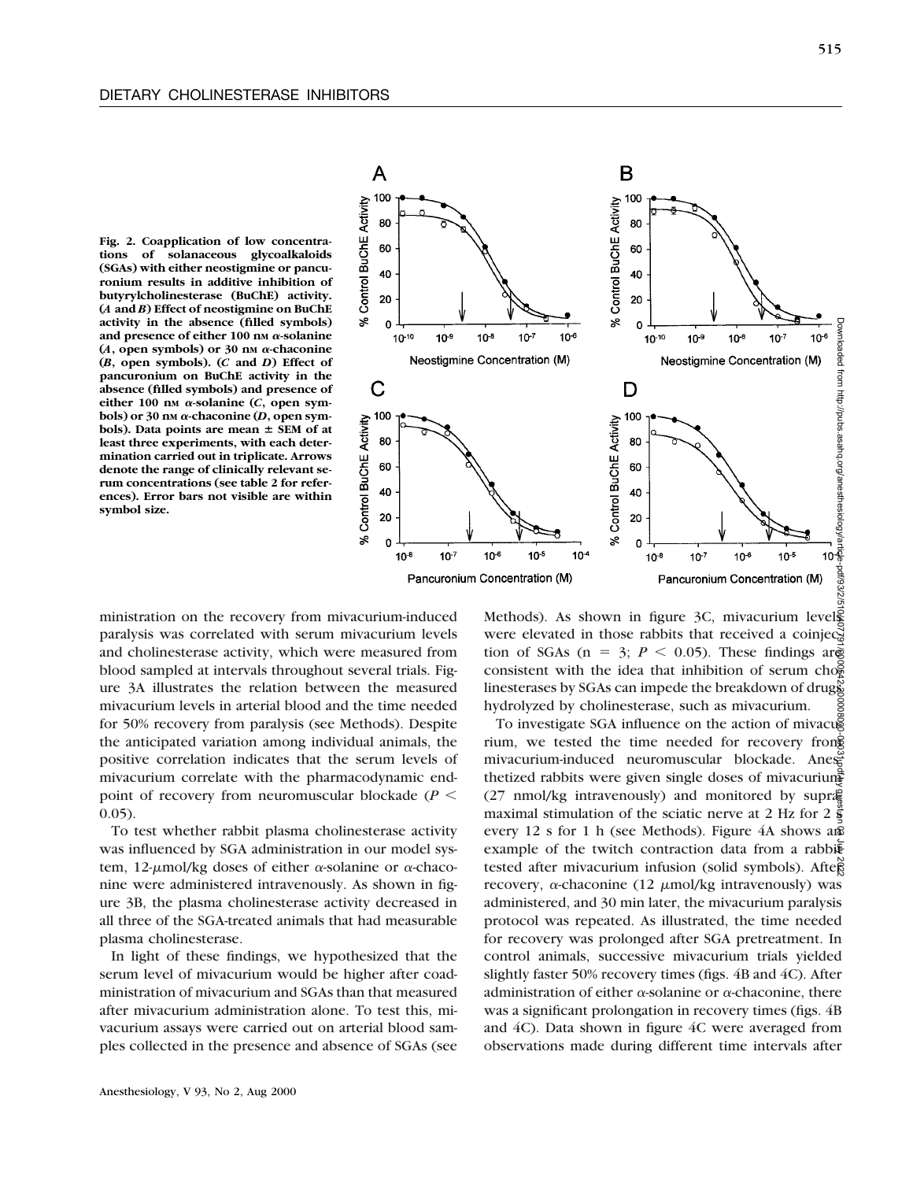**Fig. 2. Coapplication of low concentrations of solanaceous glycoalkaloids (SGAs) with either neostigmine or pancuronium results in additive inhibition of butyrylcholinesterase (BuChE) activity. (*A* and *B*) Effect of neostigmine on BuChE activity in the absence (filled symbols) and presence of either 100 nM α-solanine (*A*, open symbols) or 30 nM α-chaconine (*B*, open symbols). (*C* and *D*) Effect of pancuronium on BuChE activity in the absence (filled symbols) and presence of either 100 nM α-solanine (*C*, open symbols) or 30 nM α-chaconine (*D*, open symbols). Data points are mean ± SEM of at least three experiments, with each determination carried out in triplicate. Arrows denote the range of clinically relevant serum concentrations (see table 2 for references). Error bars not visible are within symbol size.**

ministration on the recovery from mivacurium-induced paralysis was correlated with serum mivacurium levels and cholinesterase activity, which were measured from blood sampled at intervals throughout several trials. Figure 3A illustrates the relation between the measured mivacurium levels in arterial blood and the time needed for 50% recovery from paralysis (see Methods). Despite the anticipated variation among individual animals, the positive correlation indicates that the serum levels of mivacurium correlate with the pharmacodynamic endpoint of recovery from neuromuscular blockade ($P < 0.05$).

To test whether rabbit plasma cholinesterase activity was influenced by SGA administration in our model system, 12-μmol/kg doses of either α-solanine or α-chaconine were administered intravenously. As shown in figure 3B, the plasma cholinesterase activity decreased in all three of the SGA-treated animals that had measurable plasma cholinesterase.

In light of these findings, we hypothesized that the serum level of mivacurium would be higher after coadministration of mivacurium and SGAs than that measured after mivacurium administration alone. To test this, mivacurium assays were carried out on arterial blood samples collected in the presence and absence of SGAs (see Methods). As shown in figure 3C, mivacurium levels were elevated in those rabbits that received a coinjection of SGAs ($n = 3$; $P < 0.05$). These findings are consistent with the idea that inhibition of serum cholinesterases by SGAs can impede the breakdown of drugs hydrolyzed by cholinesterase, such as mivacurium.

To investigate SGA influence on the action of mivacurium, we tested the time needed for recovery from mivacurium-induced neuromuscular blockade. Anesthetized rabbits were given single doses of mivacurium (27 nmol/kg intravenously) and monitored by supramaximal stimulation of the sciatic nerve at 2 Hz for 2 s every 12 s for 1 h (see Methods). Figure 4A shows an example of the twitch contraction data from a rabbit tested after mivacurium infusion (solid symbols). After recovery, α-chaconine (12 μmol/kg intravenously) was administered, and 30 min later, the mivacurium paralysis protocol was repeated. As illustrated, the time needed for recovery was prolonged after SGA pretreatment. In control animals, successive mivacurium trials yielded slightly faster 50% recovery times (figs. 4B and 4C). After administration of either α-solanine or α-chaconine, there was a significant prolongation in recovery times (figs. 4B and 4C). Data shown in figure 4C were averaged from observations made during different time intervals after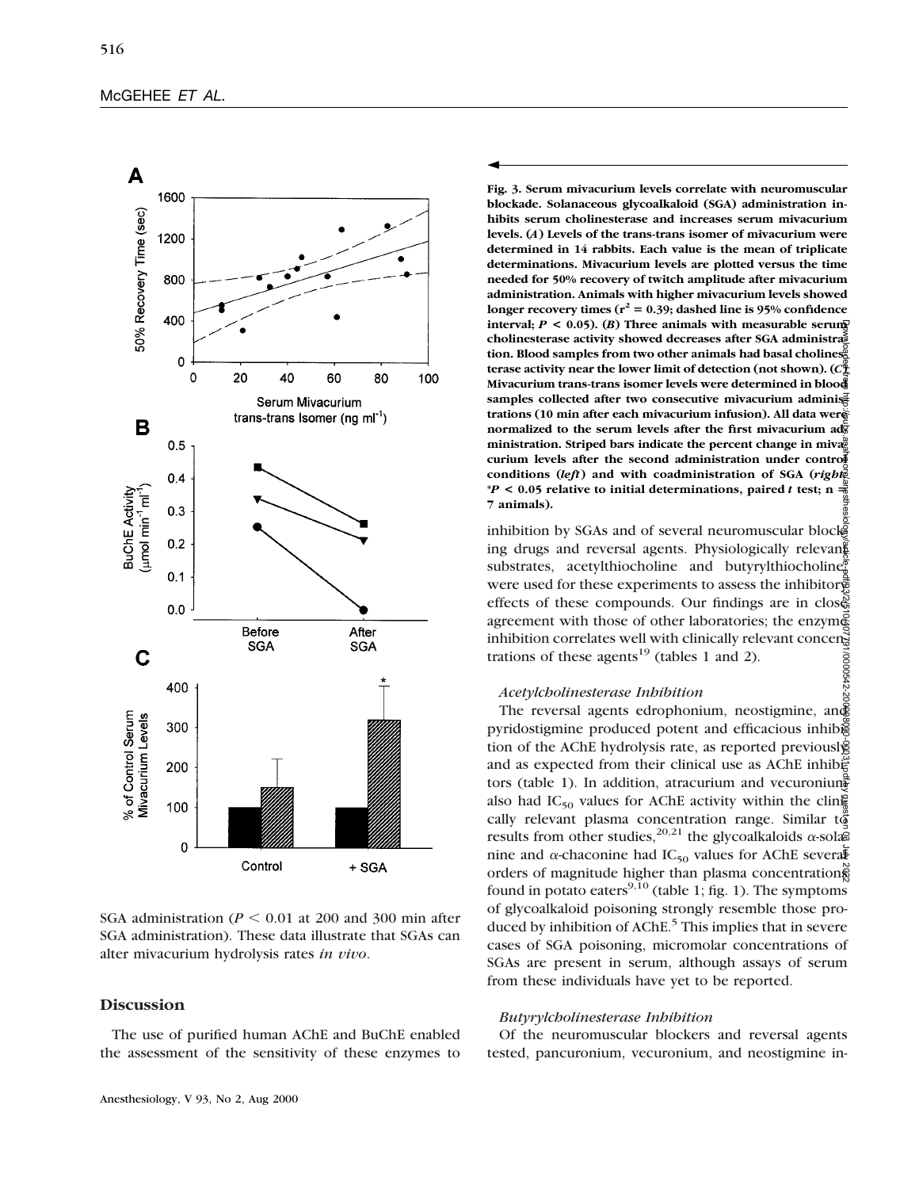Fig. 3. Serum mivacurium levels correlate with neuromuscular blockade. Solanaceous glycoalkaloid (SGA) administration inhibits serum cholinesterase and increases serum mivacurium levels. (*A*) Levels of the trans-trans isomer of mivacurium were determined in 14 rabbits. Each value is the mean of triplicate determinations. Mivacurium levels are plotted versus the time needed for 50% recovery of twitch amplitude after mivacurium administration. Animals with higher mivacurium levels showed longer recovery times ($r^2 = 0.39$; dashed line is 95% confidence interval; $P < 0.05$). (*B*) Three animals with measurable serum cholinesterase activity showed decreases after SGA administration. Blood samples from two other animals had basal cholinesterase activity near the lower limit of detection (not shown). (*C*) Mivacurium trans-trans isomer levels were determined in blood samples collected after two consecutive mivacurium administrations (10 min after each mivacurium infusion). All data were normalized to the serum levels after the first mivacurium administration. Striped bars indicate the percent change in mivacurium levels after the second administration under control conditions (*left*) and with coadministration of SGA (*right*). *$P < 0.05$ relative to initial determinations, paired *t* test; n = 7 animals).

SGA administration ($P < 0.01$ at 200 and 300 min after SGA administration). These data illustrate that SGAs can alter mivacurium hydrolysis rates *in vivo*.

## Discussion

The use of purified human AChE and BuChE enabled the assessment of the sensitivity of these enzymes to inhibition by SGAs and of several neuromuscular blocking drugs and reversal agents. Physiologically relevant substrates, acetylthiocholine and butyrylthiocholine, were used for these experiments to assess the inhibitory effects of these compounds. Our findings are in close agreement with those of other laboratories; the enzyme inhibition correlates well with clinically relevant concentrations of these agents[19] (tables 1 and 2).

### *Acetylcholinesterase Inhibition*

The reversal agents edrophonium, neostigmine, and pyridostigmine produced potent and efficacious inhibition of the AChE hydrolysis rate, as reported previously and as expected from their clinical use as AChE inhibitors (table 1). In addition, atracurium and vecuronium also had $IC_{50}$ values for AChE activity within the clinically relevant plasma concentration range. Similar to results from other studies,[20,21] the glycoalkaloids α-solanine and α-chaconine had $IC_{50}$ values for AChE several orders of magnitude higher than plasma concentrations found in potato eaters[9,10] (table 1; fig. 1). The symptoms of glycoalkaloid poisoning strongly resemble those produced by inhibition of AChE.[5] This implies that in severe cases of SGA poisoning, micromolar concentrations of SGAs are present in serum, although assays of serum from these individuals have yet to be reported.

### *Butyrylcholinesterase Inhibition*

Of the neuromuscular blockers and reversal agents tested, pancuronium, vecuronium, and neostigmine in-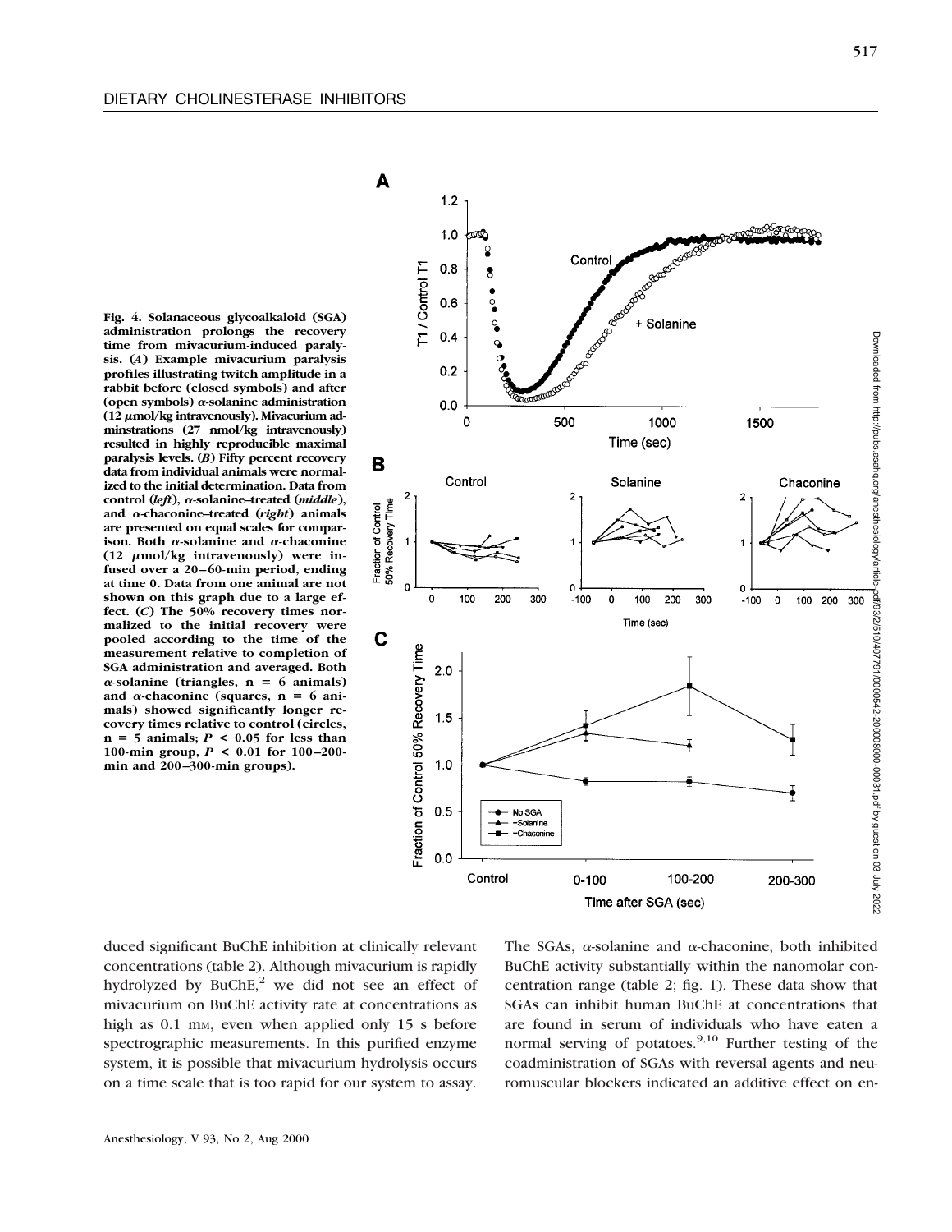Fig. 4. Solanaceous glycoalkaloid (SGA) administration prolongs the recovery time from mivacurium-induced paralysis. (*A*) Example mivacurium paralysis profiles illustrating twitch amplitude in a rabbit before (closed symbols) and after (open symbols) α-solanine administration (12 μmol/kg intravenously). Mivacurium administrations (27 nmol/kg intravenously) resulted in highly reproducible maximal paralysis levels. (*B*) Fifty percent recovery data from individual animals were normalized to the initial determination. Data from control (*left*), α-solanine–treated (*middle*), and α-chaconine–treated (*right*) animals are presented on equal scales for comparison. Both α-solanine and α-chaconine (12 μmol/kg intravenously) were infused over a 20–60-min period, ending at time 0. Data from one animal are not shown on this graph due to a large effect. (*C*) The 50% recovery times normalized to the initial recovery were pooled according to the time of the measurement relative to completion of SGA administration and averaged. Both α-solanine (triangles, n = 6 animals) and α-chaconine (squares, n = 6 animals) showed significantly longer recovery times relative to control (circles, n = 5 animals; $P < 0.05$ for less than 100-min group, $P < 0.01$ for 100–200-min and 200–300-min groups).

duced significant BuChE inhibition at clinically relevant concentrations (table 2). Although mivacurium is rapidly hydrolyzed by BuChE,[2] we did not see an effect of mivacurium on BuChE activity rate at concentrations as high as 0.1 mM, even when applied only 15 s before spectrographic measurements. In this purified enzyme system, it is possible that mivacurium hydrolysis occurs on a time scale that is too rapid for our system to assay. The SGAs, α-solanine and α-chaconine, both inhibited BuChE activity substantially within the nanomolar concentration range (table 2; fig. 1). These data show that SGAs can inhibit human BuChE at concentrations that are found in serum of individuals who have eaten a normal serving of potatoes.[9,10] Further testing of the coadministration of SGAs with reversal agents and neuromuscular blockers indicated an additive effect on en-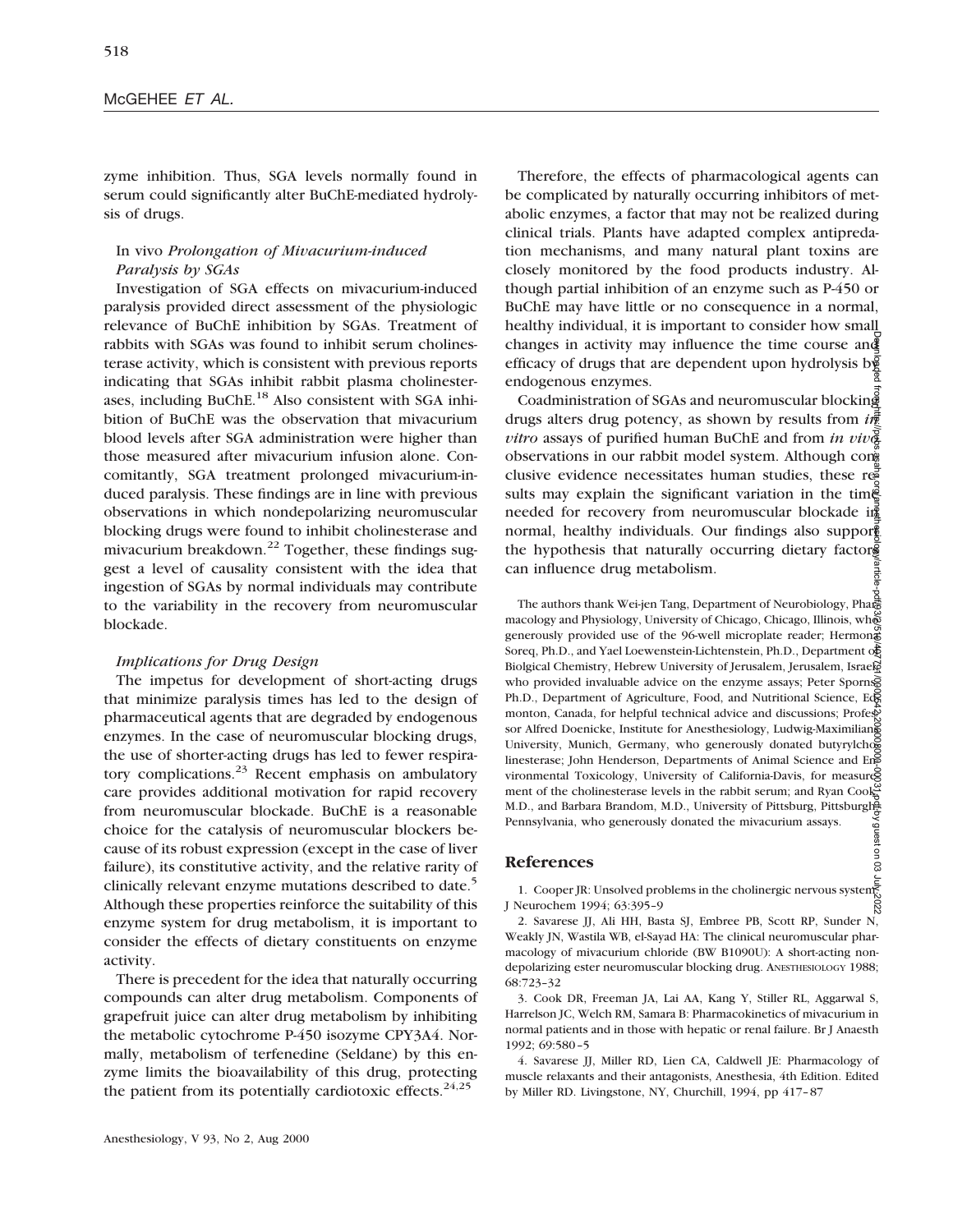zyme inhibition. Thus, SGA levels normally found in serum could significantly alter BuChE-mediated hydrolysis of drugs.

### *In vivo Prolongation of Mivacurium-induced Paralysis by SGAs*

Investigation of SGA effects on mivacurium-induced paralysis provided direct assessment of the physiologic relevance of BuChE inhibition by SGAs. Treatment of rabbits with SGAs was found to inhibit serum cholinesterase activity, which is consistent with previous reports indicating that SGAs inhibit rabbit plasma cholinesterases, including BuChE.[18] Also consistent with SGA inhibition of BuChE was the observation that mivacurium blood levels after SGA administration were higher than those measured after mivacurium infusion alone. Concomitantly, SGA treatment prolonged mivacurium-induced paralysis. These findings are in line with previous observations in which nondepolarizing neuromuscular blocking drugs were found to inhibit cholinesterase and mivacurium breakdown.[22] Together, these findings suggest a level of causality consistent with the idea that ingestion of SGAs by normal individuals may contribute to the variability in the recovery from neuromuscular blockade.

### *Implications for Drug Design*

The impetus for development of short-acting drugs that minimize paralysis times has led to the design of pharmaceutical agents that are degraded by endogenous enzymes. In the case of neuromuscular blocking drugs, the use of shorter-acting drugs has led to fewer respiratory complications.[23] Recent emphasis on ambulatory care provides additional motivation for rapid recovery from neuromuscular blockade. BuChE is a reasonable choice for the catalysis of neuromuscular blockers because of its robust expression (except in the case of liver failure), its constitutive activity, and the relative rarity of clinically relevant enzyme mutations described to date.[5] Although these properties reinforce the suitability of this enzyme system for drug metabolism, it is important to consider the effects of dietary constituents on enzyme activity.

There is precedent for the idea that naturally occurring compounds can alter drug metabolism. Components of grapefruit juice can alter drug metabolism by inhibiting the metabolic cytochrome P-450 isozyme CPY3A4. Normally, metabolism of terfenedine (Seldane) by this enzyme limits the bioavailability of this drug, protecting the patient from its potentially cardiotoxic effects.[24,25]

Therefore, the effects of pharmacological agents can be complicated by naturally occurring inhibitors of metabolic enzymes, a factor that may not be realized during clinical trials. Plants have adapted complex antipredation mechanisms, and many natural plant toxins are closely monitored by the food products industry. Although partial inhibition of an enzyme such as P-450 or BuChE may have little or no consequence in a normal, healthy individual, it is important to consider how small changes in activity may influence the time course and efficacy of drugs that are dependent upon hydrolysis by endogenous enzymes.

Coadministration of SGAs and neuromuscular blocking drugs alters drug potency, as shown by results from *in vitro* assays of purified human BuChE and from *in vivo* observations in our rabbit model system. Although conclusive evidence necessitates human studies, these results may explain the significant variation in the time needed for recovery from neuromuscular blockade in normal, healthy individuals. Our findings also support the hypothesis that naturally occurring dietary factors can influence drug metabolism.

The authors thank Wei-jen Tang, Department of Neurobiology, Pharmacology and Physiology, University of Chicago, Chicago, Illinois, who generously provided use of the 96-well microplate reader; Hermona Soreq, Ph.D., and Yael Loewenstein-Lichtenstein, Ph.D., Department of Biolgical Chemistry, Hebrew University of Jerusalem, Jerusalem, Israel, who provided invaluable advice on the enzyme assays; Peter Sporns, Ph.D., Department of Agriculture, Food, and Nutritional Science, Edmonton, Canada, for helpful technical advice and discussions; Professor Alfred Doenicke, Institute for Anesthesiology, Ludwig-Maximilians University, Munich, Germany, who generously donated butyrylcholinesterase; John Henderson, Departments of Animal Science and Environmental Toxicology, University of California-Davis, for measurement of the cholinesterase levels in the rabbit serum; and Ryan Cook, M.D., and Barbara Brandom, M.D., University of Pittsburg, Pittsburgh, Pennsylvania, who generously donated the mivacurium assays.

## References

1. Cooper JR: Unsolved problems in the cholinergic nervous system. J Neurochem 1994; 63:395–9
2. Savarese JJ, Ali HH, Basta SJ, Embree PB, Scott RP, Sunder N, Weakly JN, Wastila WB, el-Sayad HA: The clinical neuromuscular pharmacology of mivacurium chloride (BW B1090U): A short-acting nondepolarizing ester neuromuscular blocking drug. ANESTHESIOLOGY 1988; 68:723–32
3. Cook DR, Freeman JA, Lai AA, Kang Y, Stiller RL, Aggarwal S, Harrelson JC, Welch RM, Samara B: Pharmacokinetics of mivacurium in normal patients and in those with hepatic or renal failure. Br J Anaesth 1992; 69:580–5
4. Savarese JJ, Miller RD, Lien CA, Caldwell JE: Pharmacology of muscle relaxants and their antagonists, Anesthesia, 4th Edition. Edited by Miller RD. Livingstone, NY, Churchill, 1994, pp 417–87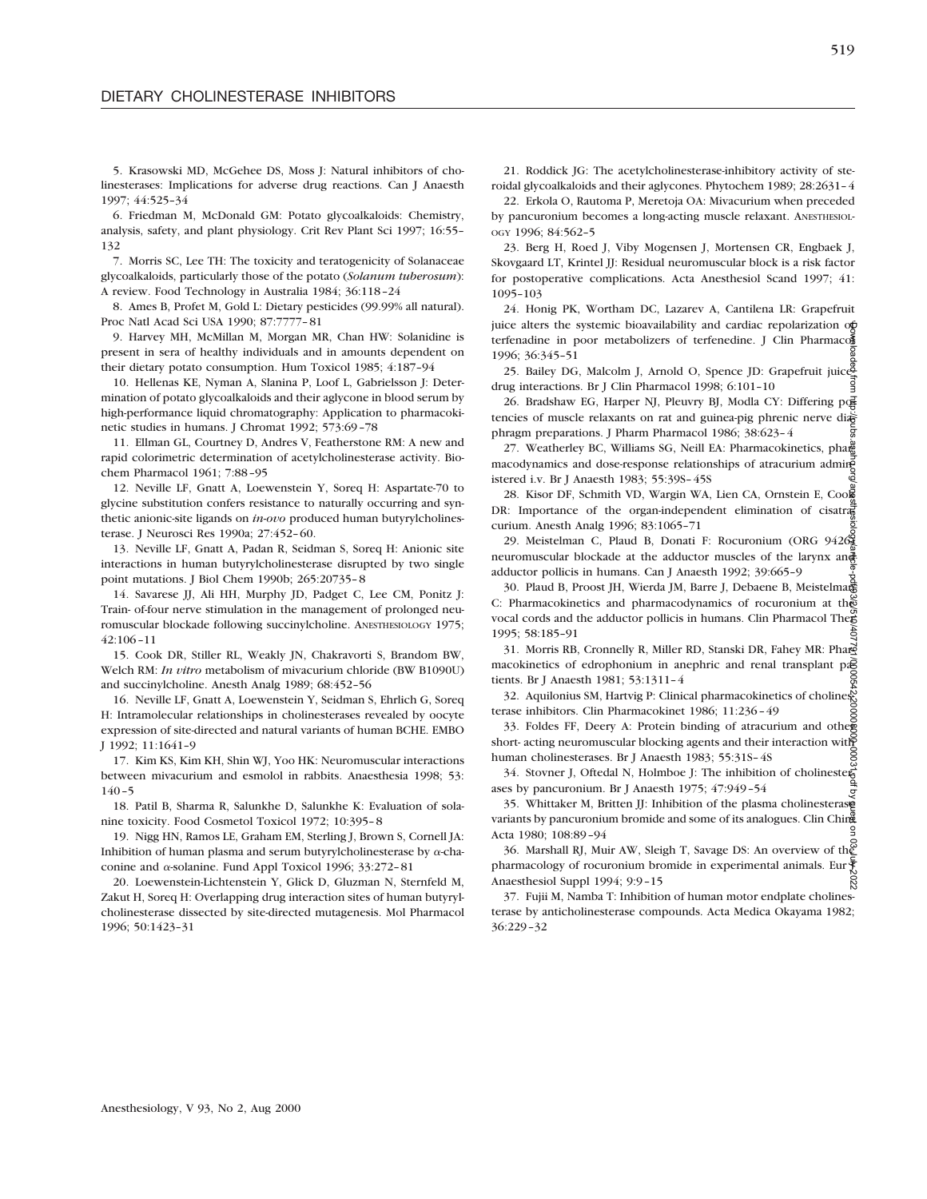5. Krasowski MD, McGehee DS, Moss J: Natural inhibitors of cholinesterases: Implications for adverse drug reactions. Can J Anaesth 1997; 44:525–34

6. Friedman M, McDonald GM: Potato glycoalkaloids: Chemistry, analysis, safety, and plant physiology. Crit Rev Plant Sci 1997; 16:55–132

7. Morris SC, Lee TH: The toxicity and teratogenicity of Solanaceae glycoalkaloids, particularly those of the potato (*Solanum tuberosum*): A review. Food Technology in Australia 1984; 36:118–24

8. Ames B, Profet M, Gold L: Dietary pesticides (99.99% all natural). Proc Natl Acad Sci USA 1990; 87:7777–81

9. Harvey MH, McMillan M, Morgan MR, Chan HW: Solanidine is present in sera of healthy individuals and in amounts dependent on their dietary potato consumption. Hum Toxicol 1985; 4:187–94

10. Hellenas KE, Nyman A, Slanina P, Loof L, Gabrielsson J: Determination of potato glycoalkaloids and their aglycone in blood serum by high-performance liquid chromatography: Application to pharmacokinetic studies in humans. J Chromat 1992; 573:69–78

11. Ellman GL, Courtney D, Andres V, Featherstone RM: A new and rapid colorimetric determination of acetylcholinesterase activity. Biochem Pharmacol 1961; 7:88–95

12. Neville LF, Gnatt A, Loewenstein Y, Soreq H: Aspartate-70 to glycine substitution confers resistance to naturally occurring and synthetic anionic-site ligands on *in-ovo* produced human butyrylcholinesterase. J Neurosci Res 1990a; 27:452–60.

13. Neville LF, Gnatt A, Padan R, Seidman S, Soreq H: Anionic site interactions in human butyrylcholinesterase disrupted by two single point mutations. J Biol Chem 1990b; 265:20735–8

14. Savarese JJ, Ali HH, Murphy JD, Padget C, Lee CM, Ponitz J: Train- of-four nerve stimulation in the management of prolonged neuromuscular blockade following succinylcholine. ANESTHESIOLOGY 1975; 42:106–11

15. Cook DR, Stiller RL, Weakly JN, Chakravorti S, Brandom BW, Welch RM: *In vitro* metabolism of mivacurium chloride (BW B1090U) and succinylcholine. Anesth Analg 1989; 68:452–56

16. Neville LF, Gnatt A, Loewenstein Y, Seidman S, Ehrlich G, Soreq H: Intramolecular relationships in cholinesterases revealed by oocyte expression of site-directed and natural variants of human BCHE. EMBO J 1992; 11:1641–9

17. Kim KS, Kim KH, Shin WJ, Yoo HK: Neuromuscular interactions between mivacurium and esmolol in rabbits. Anaesthesia 1998; 53: 140–5

18. Patil B, Sharma R, Salunkhe D, Salunkhe K: Evaluation of solanine toxicity. Food Cosmetol Toxicol 1972; 10:395–8

19. Nigg HN, Ramos LE, Graham EM, Sterling J, Brown S, Cornell JA: Inhibition of human plasma and serum butyrylcholinesterase by α-chaconine and α-solanine. Fund Appl Toxicol 1996; 33:272–81

20. Loewenstein-Lichtenstein Y, Glick D, Gluzman N, Sternfeld M, Zakut H, Soreq H: Overlapping drug interaction sites of human butyrylcholinesterase dissected by site-directed mutagenesis. Mol Pharmacol 1996; 50:1423–31

21. Roddick JG: The acetylcholinesterase-inhibitory activity of steroidal glycoalkaloids and their aglycones. Phytochem 1989; 28:2631–4

22. Erkola O, Rautoma P, Meretoja OA: Mivacurium when preceded by pancuronium becomes a long-acting muscle relaxant. ANESTHESIOLOGY 1996; 84:562–5

23. Berg H, Roed J, Viby Mogensen J, Mortensen CR, Engbaek J, Skovgaard LT, Krintel JJ: Residual neuromuscular block is a risk factor for postoperative complications. Acta Anesthesiol Scand 1997; 41: 1095–103

24. Honig PK, Wortham DC, Lazarev A, Cantilena LR: Grapefruit juice alters the systemic bioavailability and cardiac repolarization of terfenadine in poor metabolizers of terfenedine. J Clin Pharmacol 1996; 36:345–51

25. Bailey DG, Malcolm J, Arnold O, Spence JD: Grapefruit juice-drug interactions. Br J Clin Pharmacol 1998; 6:101–10

26. Bradshaw EG, Harper NJ, Pleuvry BJ, Modla CY: Differing potencies of muscle relaxants on rat and guinea-pig phrenic nerve diaphragm preparations. J Pharm Pharmacol 1986; 38:623–4

27. Weatherley BC, Williams SG, Neill EA: Pharmacokinetics, pharmacodynamics and dose-response relationships of atracurium administered i.v. Br J Anaesth 1983; 55:39S–45S

28. Kisor DF, Schmith VD, Wargin WA, Lien CA, Ornstein E, Cook DR: Importance of the organ-independent elimination of cisatracurium. Anesth Analg 1996; 83:1065–71

29. Meistelman C, Plaud B, Donati F: Rocuronium (ORG 9426) neuromuscular blockade at the adductor muscles of the larynx and adductor pollicis in humans. Can J Anaesth 1992; 39:665–9

30. Plaud B, Proost JH, Wierda JM, Barre J, Debaene B, Meistelman C: Pharmacokinetics and pharmacodynamics of rocuronium at the vocal cords and the adductor pollicis in humans. Clin Pharmacol Ther 1995; 58:185–91

31. Morris RB, Cronnelly R, Miller RD, Stanski DR, Fahey MR: Pharmacokinetics of edrophonium in anephric and renal transplant patients. Br J Anaesth 1981; 53:1311–4

32. Aquilonius SM, Hartvig P: Clinical pharmacokinetics of cholinesterase inhibitors. Clin Pharmacokinet 1986; 11:236–49

33. Foldes FF, Deery A: Protein binding of atracurium and other short- acting neuromuscular blocking agents and their interaction with human cholinesterases. Br J Anaesth 1983; 55:31S–4S

34. Stovner J, Oftedal N, Holmboe J: The inhibition of cholinesterases by pancuronium. Br J Anaesth 1975; 47:949–54

35. Whittaker M, Britten JJ: Inhibition of the plasma cholinesterase variants by pancuronium bromide and some of its analogues. Clin Chim Acta 1980; 108:89–94

36. Marshall RJ, Muir AW, Sleigh T, Savage DS: An overview of the pharmacology of rocuronium bromide in experimental animals. Eur J Anaesthesiol Suppl 1994; 9:9–15

37. Fujii M, Namba T: Inhibition of human motor endplate cholinesterase by anticholinesterase compounds. Acta Medica Okayama 1982; 36:229–32